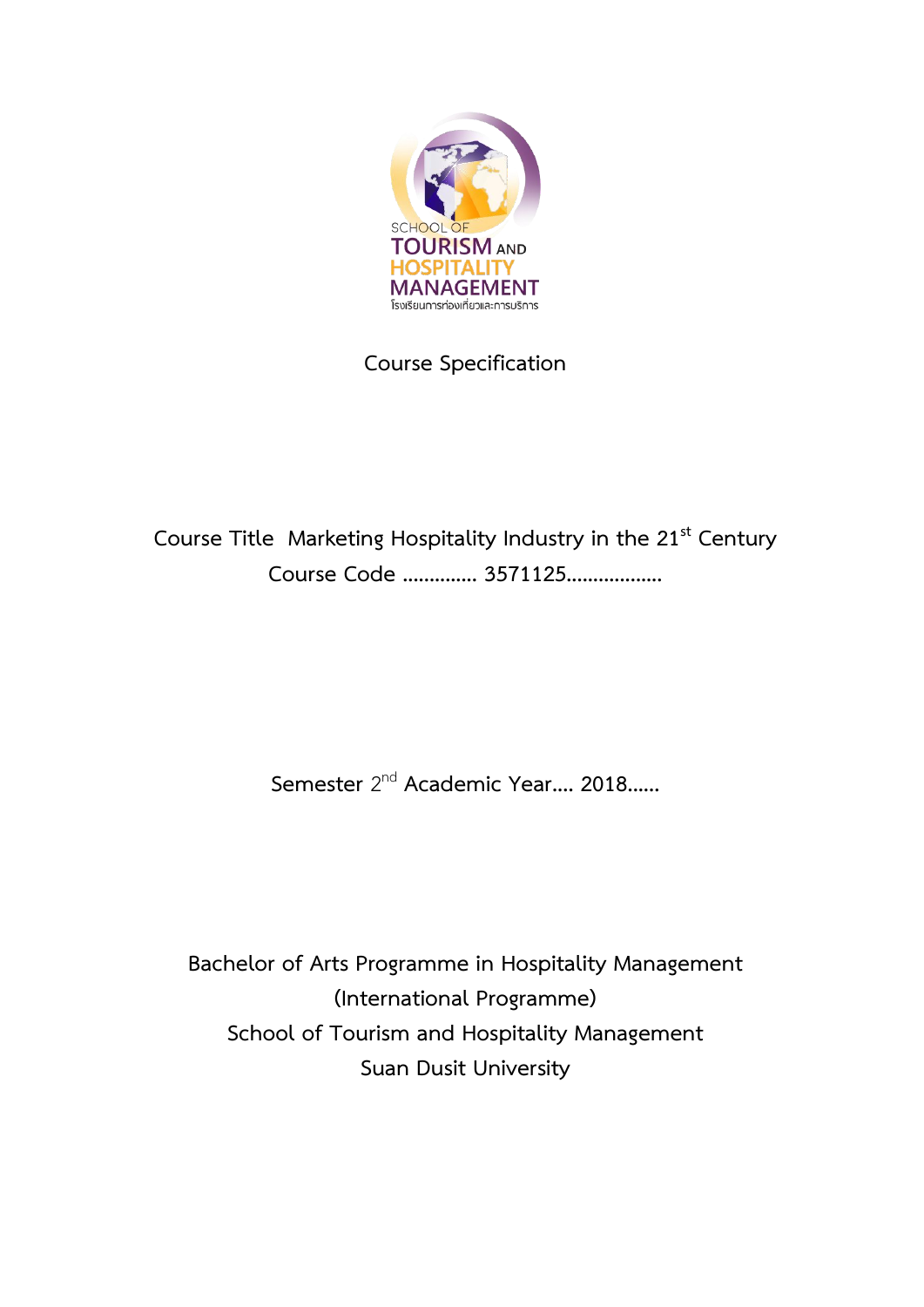SCHOOL OF TOURISM AND HOSPITALITY MANAGEMENT
โรงเรียนการท่องเที่ยวและการบริการ

# Course Specification

**Course Title Marketing Hospitality Industry in the 21st Century**

**Course Code ………….. 3571125………………**

Semester 2nd **Academic Year…. 2018……**

**Bachelor of Arts Programme in Hospitality Management**
**(International Programme)**
**School of Tourism and Hospitality Management**
**Suan Dusit University**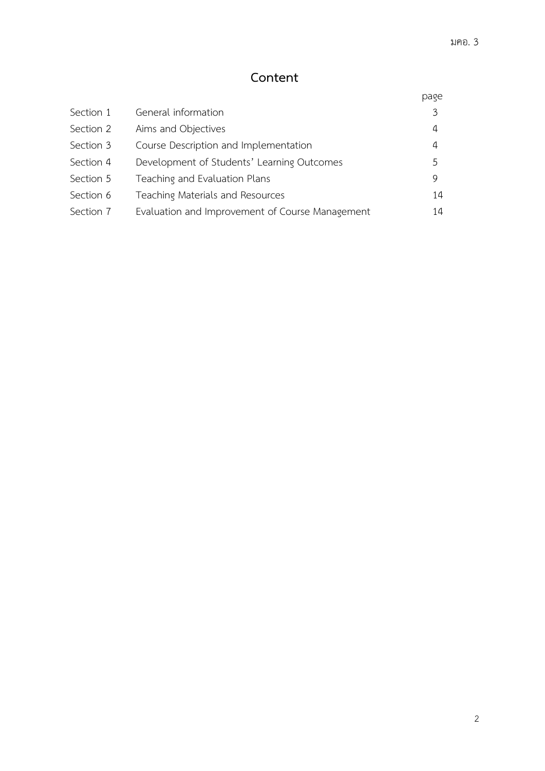# Content

| | | page |
|---|---|---|
| Section 1 | General information | 3 |
| Section 2 | Aims and Objectives | 4 |
| Section 3 | Course Description and Implementation | 4 |
| Section 4 | Development of Students' Learning Outcomes | 5 |
| Section 5 | Teaching and Evaluation Plans | 9 |
| Section 6 | Teaching Materials and Resources | 14 |
| Section 7 | Evaluation and Improvement of Course Management | 14 |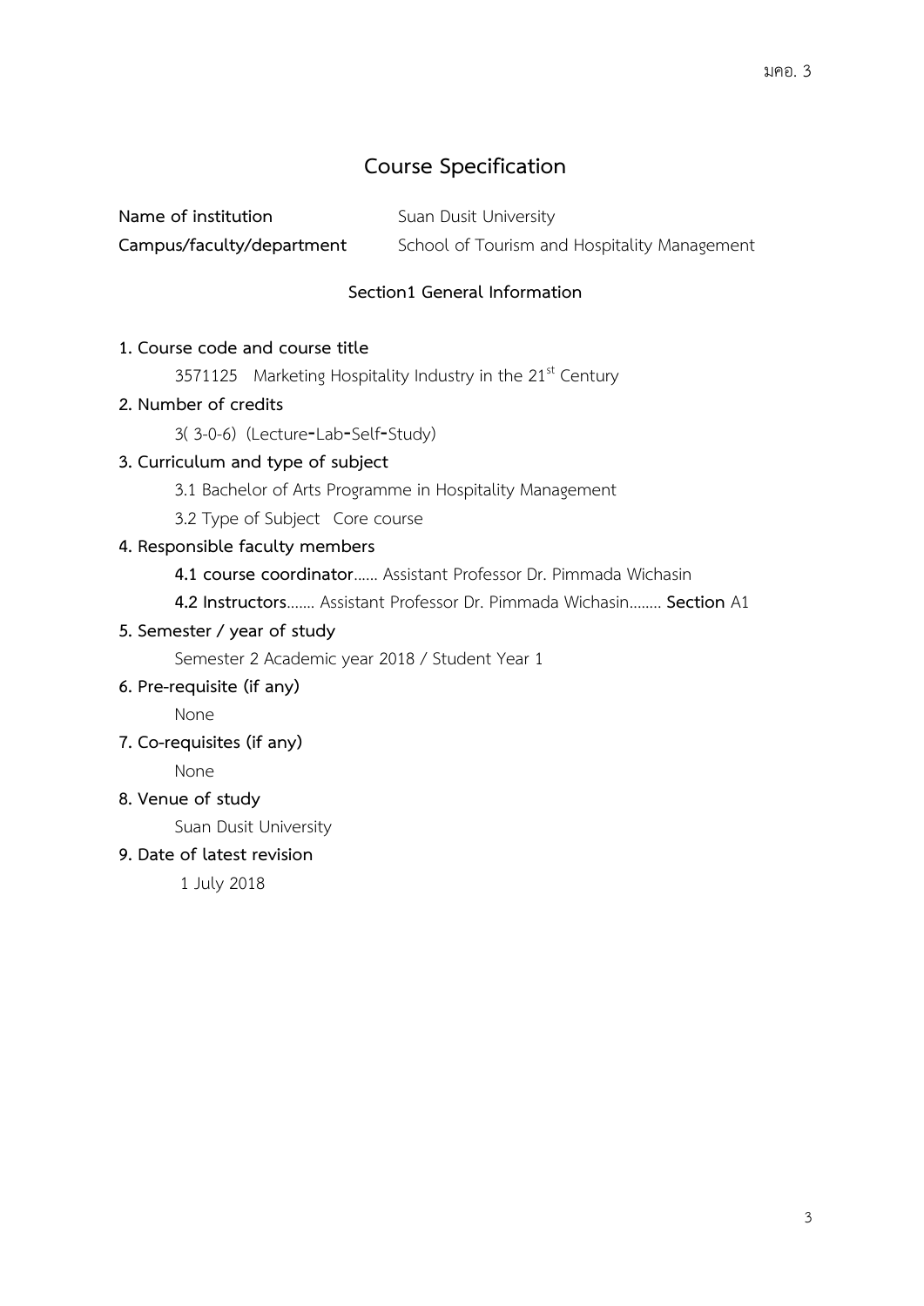# Course Specification

**Name of institution** Suan Dusit University

**Campus/faculty/department** School of Tourism and Hospitality Management

## Section1 General Information

**1. Course code and course title**

3571125 Marketing Hospitality Industry in the 21st Century

**2. Number of credits**

3( 3-0-6) (Lecture-Lab-Self-Study)

**3. Curriculum and type of subject**

3.1 Bachelor of Arts Programme in Hospitality Management

3.2 Type of Subject Core course

**4. Responsible faculty members**

**4.1 course coordinator**...... Assistant Professor Dr. Pimmada Wichasin

**4.2 Instructors**....... Assistant Professor Dr. Pimmada Wichasin........ **Section** A1

**5. Semester / year of study**

Semester 2 Academic year 2018 / Student Year 1

**6. Pre-requisite (if any)**

None

**7. Co-requisites (if any)**

None

**8. Venue of study**

Suan Dusit University

**9. Date of latest revision**

1 July 2018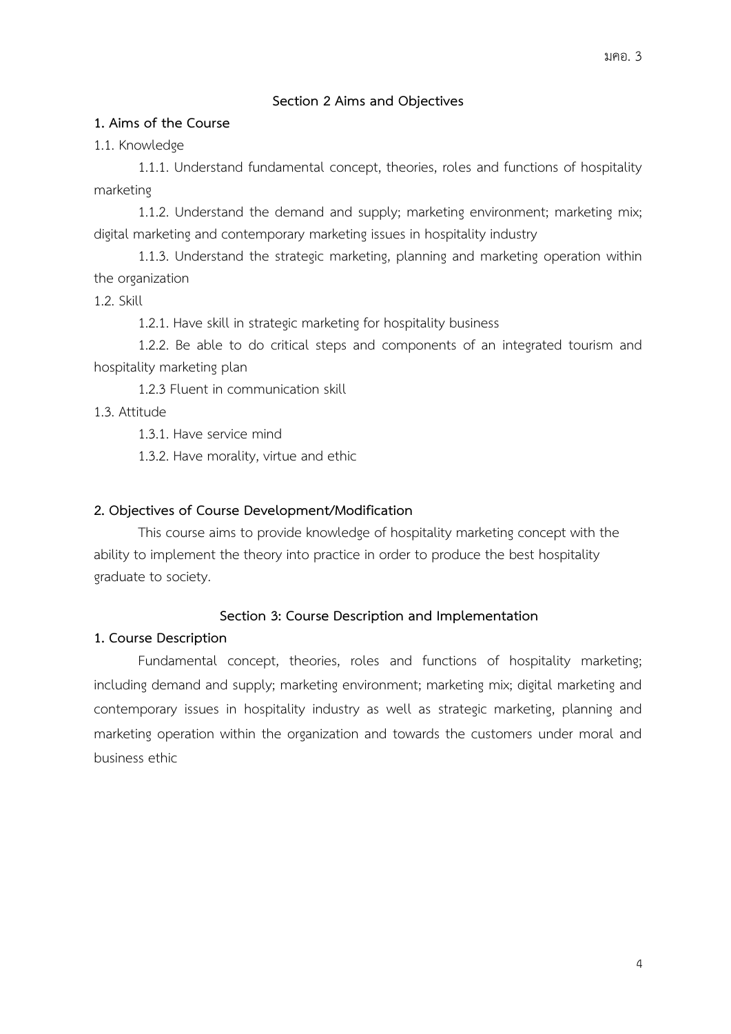## Section 2 Aims and Objectives

**1. Aims of the Course**

1.1. Knowledge

1.1.1. Understand fundamental concept, theories, roles and functions of hospitality marketing

1.1.2. Understand the demand and supply; marketing environment; marketing mix; digital marketing and contemporary marketing issues in hospitality industry

1.1.3. Understand the strategic marketing, planning and marketing operation within the organization

1.2. Skill

1.2.1. Have skill in strategic marketing for hospitality business

1.2.2. Be able to do critical steps and components of an integrated tourism and hospitality marketing plan

1.2.3 Fluent in communication skill

1.3. Attitude

1.3.1. Have service mind

1.3.2. Have morality, virtue and ethic

**2. Objectives of Course Development/Modification**

This course aims to provide knowledge of hospitality marketing concept with the ability to implement the theory into practice in order to produce the best hospitality graduate to society.

## Section 3: Course Description and Implementation

**1. Course Description**

Fundamental concept, theories, roles and functions of hospitality marketing; including demand and supply; marketing environment; marketing mix; digital marketing and contemporary issues in hospitality industry as well as strategic marketing, planning and marketing operation within the organization and towards the customers under moral and business ethic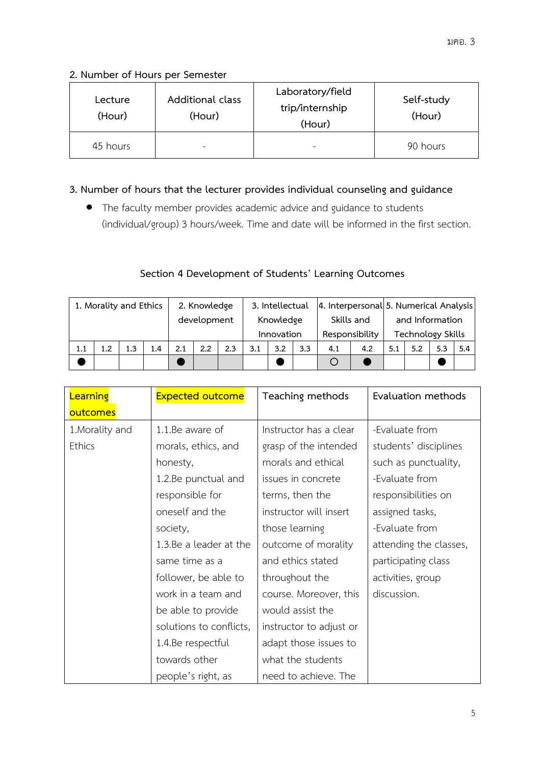## 2. Number of Hours per Semester

| Lecture (Hour) | Additional class (Hour) | Laboratory/field trip/internship (Hour) | Self-study (Hour) |
|---|---|---|---|
| 45 hours | - | - | 90 hours |

## 3. Number of hours that the lecturer provides individual counseling and guidance

- The faculty member provides academic advice and guidance to students (individual/group) 3 hours/week. Time and date will be informed in the first section.

## Section 4 Development of Students' Learning Outcomes

| 1. Morality and Ethics | | | | 2. Knowledge development | | | 3. Intellectual Knowledge Innovation | | | 4. Interpersonal Skills and Responsibility | | 5. Numerical Analysis and Information Technology Skills | | | |
|---|---|---|---|---|---|---|---|---|---|---|---|---|---|---|---|
| 1.1 | 1.2 | 1.3 | 1.4 | 2.1 | 2.2 | 2.3 | 3.1 | 3.2 | 3.3 | 4.1 | 4.2 | 5.1 | 5.2 | 5.3 | 5.4 |
| ● | | | | ● | | | | ● | | ○ | ● | | | ● | |

| Learning outcomes | Expected outcome | Teaching methods | Evaluation methods |
|---|---|---|---|
| 1.Morality and Ethics | 1.1.Be aware of morals, ethics, and honesty, 1.2.Be punctual and responsible for oneself and the society, 1.3.Be a leader at the same time as a follower, be able to work in a team and be able to provide solutions to conflicts, 1.4.Be respectful towards other people's right, as | Instructor has a clear grasp of the intended morals and ethical issues in concrete terms, then the instructor will insert those learning outcome of morality and ethics stated throughout the course. Moreover, this would assist the instructor to adjust or adapt those issues to what the students need to achieve. The | -Evaluate from students' disciplines such as punctuality, -Evaluate from responsibilities on assigned tasks, -Evaluate from attending the classes, participating class activities, group discussion. |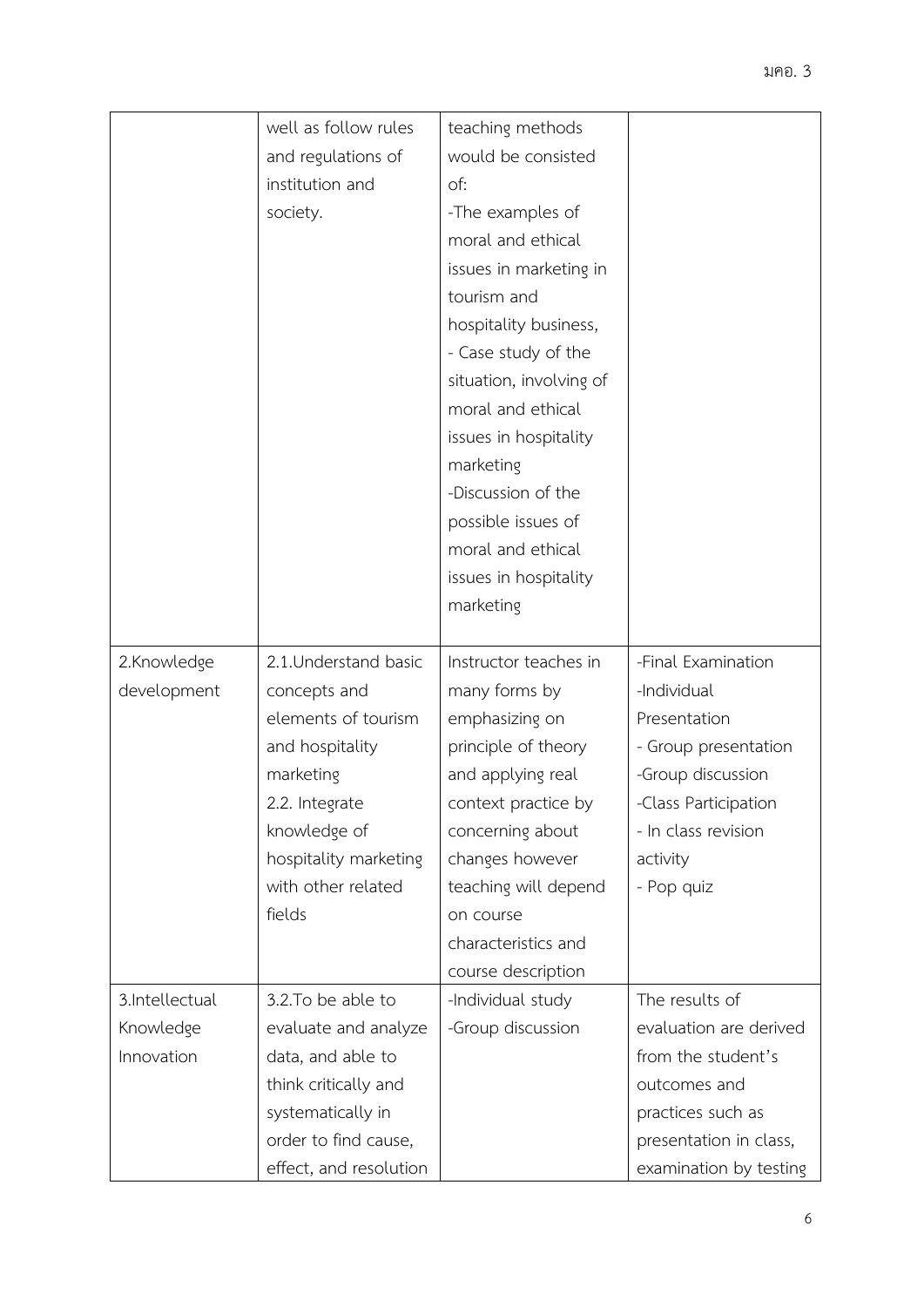| | | | |
|---|---|---|---|
| | well as follow rules and regulations of institution and society. | teaching methods would be consisted of:<br>-The examples of moral and ethical issues in marketing in tourism and hospitality business,<br>- Case study of the situation, involving of moral and ethical issues in hospitality marketing<br>-Discussion of the possible issues of moral and ethical issues in hospitality marketing | |
| 2.Knowledge development | 2.1.Understand basic concepts and elements of tourism and hospitality marketing<br>2.2. Integrate knowledge of hospitality marketing with other related fields | Instructor teaches in many forms by emphasizing on principle of theory and applying real context practice by concerning about changes however teaching will depend on course characteristics and course description | -Final Examination<br>-Individual Presentation<br>- Group presentation<br>-Group discussion<br>-Class Participation<br>- In class revision activity<br>- Pop quiz |
| 3.Intellectual Knowledge Innovation | 3.2.To be able to evaluate and analyze data, and able to think critically and systematically in order to find cause, effect, and resolution | -Individual study<br>-Group discussion | The results of evaluation are derived from the student's outcomes and practices such as presentation in class, examination by testing |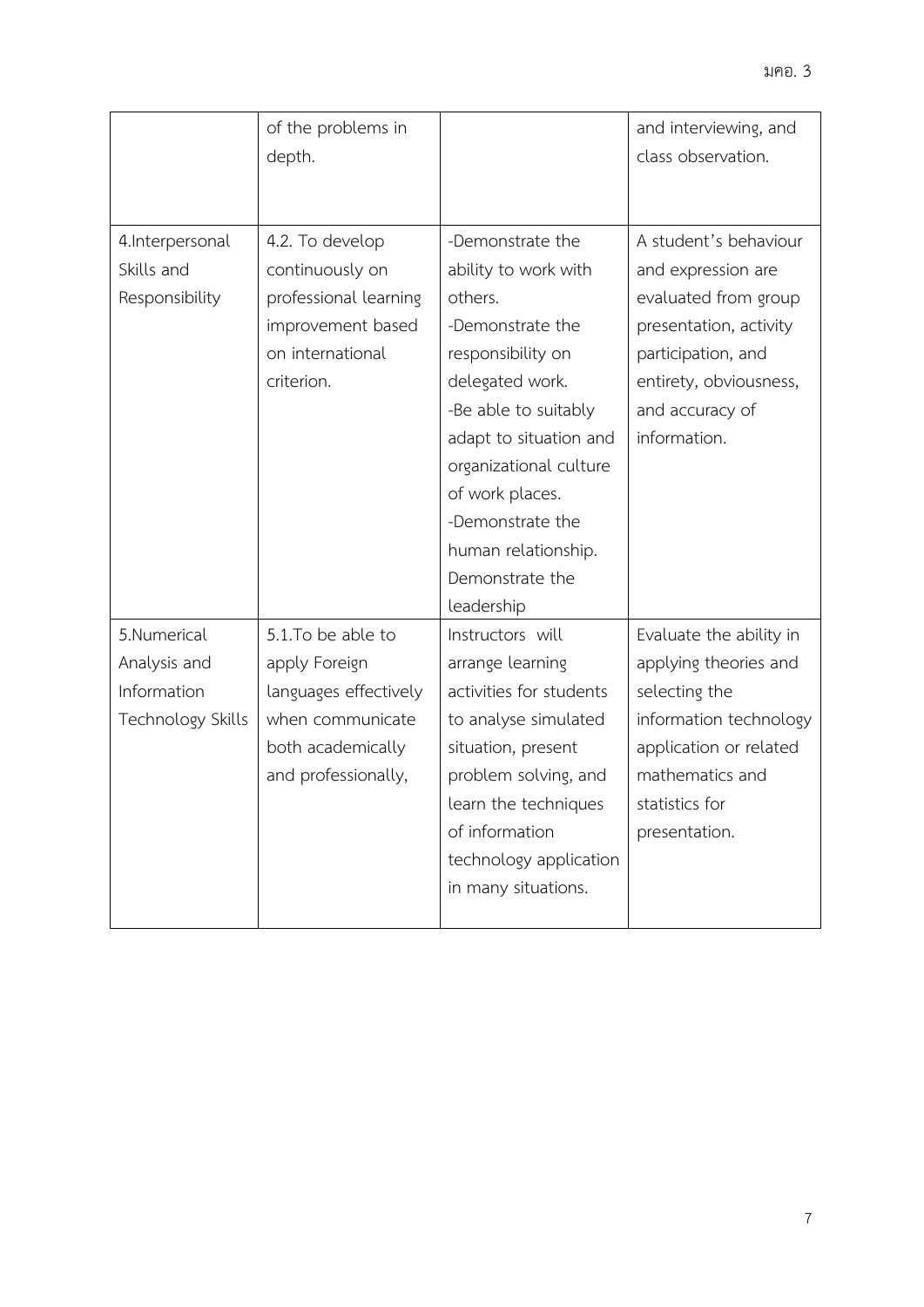| | | | |
|---|---|---|---|
| | of the problems in depth. | | and interviewing, and class observation. |
| 4.Interpersonal Skills and Responsibility | 4.2. To develop continuously on professional learning improvement based on international criterion. | -Demonstrate the ability to work with others.<br>-Demonstrate the responsibility on delegated work.<br>-Be able to suitably adapt to situation and organizational culture of work places.<br>-Demonstrate the human relationship.<br>Demonstrate the leadership | A student's behaviour and expression are evaluated from group presentation, activity participation, and entirety, obviousness, and accuracy of information. |
| 5.Numerical Analysis and Information Technology Skills | 5.1.To be able to apply Foreign languages effectively when communicate both academically and professionally, | Instructors will arrange learning activities for students to analyse simulated situation, present problem solving, and learn the techniques of information technology application in many situations. | Evaluate the ability in applying theories and selecting the information technology application or related mathematics and statistics for presentation. |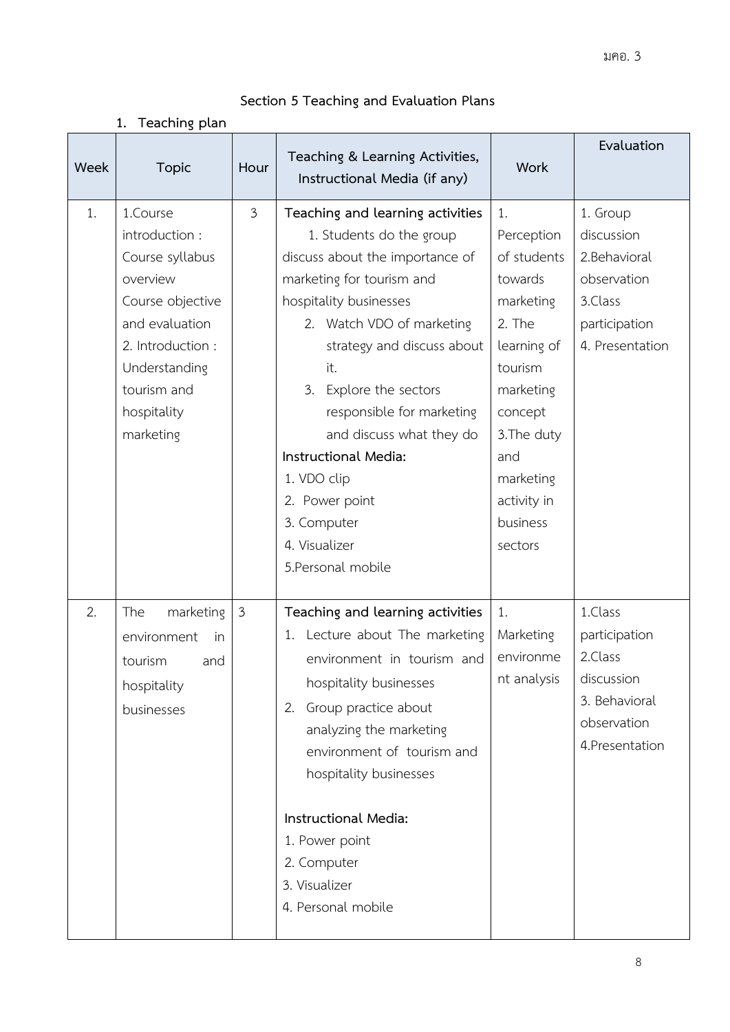## Section 5 Teaching and Evaluation Plans

### 1. Teaching plan

| Week | Topic | Hour | Teaching & Learning Activities, Instructional Media (if any) | Work | Evaluation |
|---|---|---|---|---|---|
| 1. | 1.Course introduction : Course syllabus overview Course objective and evaluation<br>2. Introduction : Understanding tourism and hospitality marketing | 3 | **Teaching and learning activities**<br>1. Students do the group discuss about the importance of marketing for tourism and hospitality businesses<br>2. Watch VDO of marketing strategy and discuss about it.<br>3. Explore the sectors responsible for marketing and discuss what they do<br>**Instructional Media:**<br>1. VDO clip<br>2. Power point<br>3. Computer<br>4. Visualizer<br>5.Personal mobile | 1. Perception of students towards marketing<br>2. The learning of tourism marketing concept<br>3.The duty and marketing activity in business sectors | 1. Group discussion<br>2.Behavioral observation<br>3.Class participation<br>4. Presentation |
| 2. | The marketing environment in tourism and hospitality businesses | 3 | **Teaching and learning activities**<br>1. Lecture about The marketing environment in tourism and hospitality businesses<br>2. Group practice about analyzing the marketing environment of tourism and hospitality businesses<br>**Instructional Media:**<br>1. Power point<br>2. Computer<br>3. Visualizer<br>4. Personal mobile | 1. Marketing environment analysis | 1.Class participation<br>2.Class discussion<br>3. Behavioral observation<br>4.Presentation |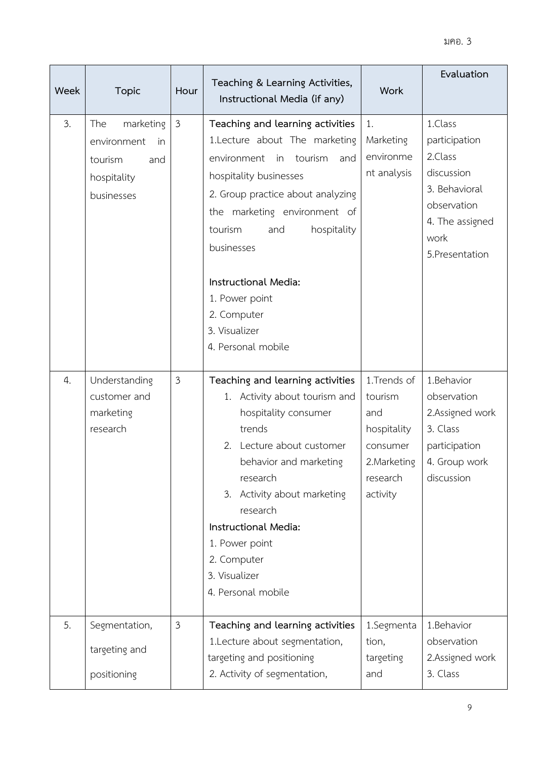| Week | Topic | Hour | Teaching & Learning Activities, Instructional Media (if any) | Work | Evaluation |
|---|---|---|---|---|---|
| 3. | The marketing environment in tourism and hospitality businesses | 3 | **Teaching and learning activities**<br>1.Lecture about The marketing environment in tourism and hospitality businesses<br>2. Group practice about analyzing the marketing environment of tourism and hospitality businesses<br><br>**Instructional Media:**<br>1. Power point<br>2. Computer<br>3. Visualizer<br>4. Personal mobile | 1. Marketing environment analysis | 1.Class participation<br>2.Class discussion<br>3. Behavioral observation<br>4. The assigned work<br>5.Presentation |
| 4. | Understanding customer and marketing research | 3 | **Teaching and learning activities**<br>1. Activity about tourism and hospitality consumer trends<br>2. Lecture about customer behavior and marketing research<br>3. Activity about marketing research<br>**Instructional Media:**<br>1. Power point<br>2. Computer<br>3. Visualizer<br>4. Personal mobile | 1.Trends of tourism and hospitality consumer<br>2.Marketing research activity | 1.Behavior observation<br>2.Assigned work<br>3. Class participation<br>4. Group work discussion |
| 5. | Segmentation, targeting and positioning | 3 | **Teaching and learning activities**<br>1.Lecture about segmentation, targeting and positioning<br>2. Activity of segmentation, | 1.Segmentation, targeting and | 1.Behavior observation<br>2.Assigned work<br>3. Class |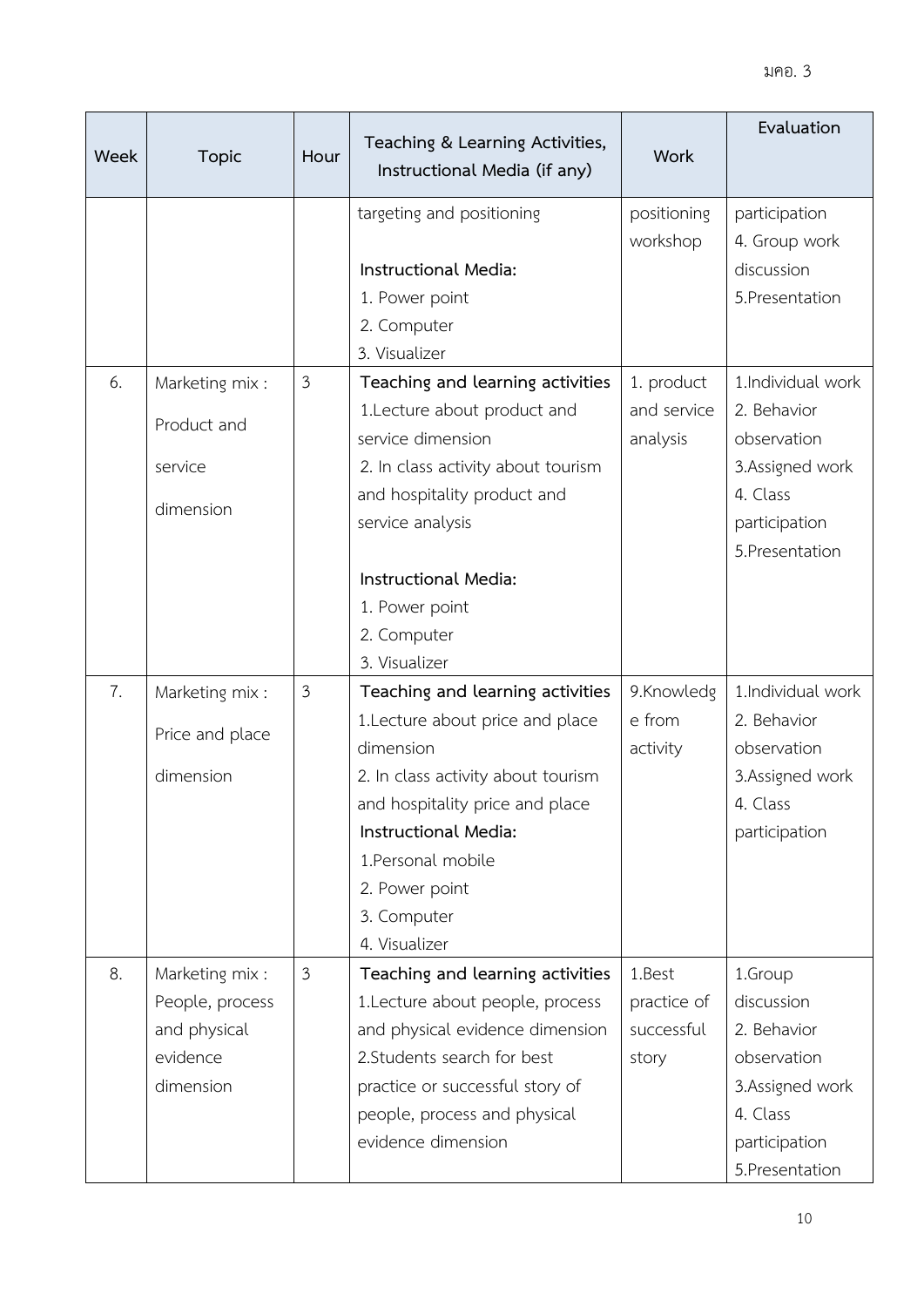| Week | Topic | Hour | Teaching & Learning Activities, Instructional Media (if any) | Work | Evaluation |
|---|---|---|---|---|---|
| | | | targeting and positioning<br><br>**Instructional Media:**<br>1. Power point<br>2. Computer<br>3. Visualizer | positioning workshop | participation<br>4. Group work discussion<br>5.Presentation |
| 6. | Marketing mix : Product and service dimension | 3 | **Teaching and learning activities**<br>1.Lecture about product and service dimension<br>2. In class activity about tourism and hospitality product and service analysis<br><br>**Instructional Media:**<br>1. Power point<br>2. Computer<br>3. Visualizer | 1. product and service analysis | 1.Individual work<br>2. Behavior observation<br>3.Assigned work<br>4. Class participation<br>5.Presentation |
| 7. | Marketing mix : Price and place dimension | 3 | **Teaching and learning activities**<br>1.Lecture about price and place dimension<br>2. In class activity about tourism and hospitality price and place<br>**Instructional Media:**<br>1.Personal mobile<br>2. Power point<br>3. Computer<br>4. Visualizer | 9.Knowledge from activity | 1.Individual work<br>2. Behavior observation<br>3.Assigned work<br>4. Class participation |
| 8. | Marketing mix : People, process and physical evidence dimension | 3 | **Teaching and learning activities**<br>1.Lecture about people, process and physical evidence dimension<br>2.Students search for best practice or successful story of people, process and physical evidence dimension | 1.Best practice of successful story | 1.Group discussion<br>2. Behavior observation<br>3.Assigned work<br>4. Class participation<br>5.Presentation |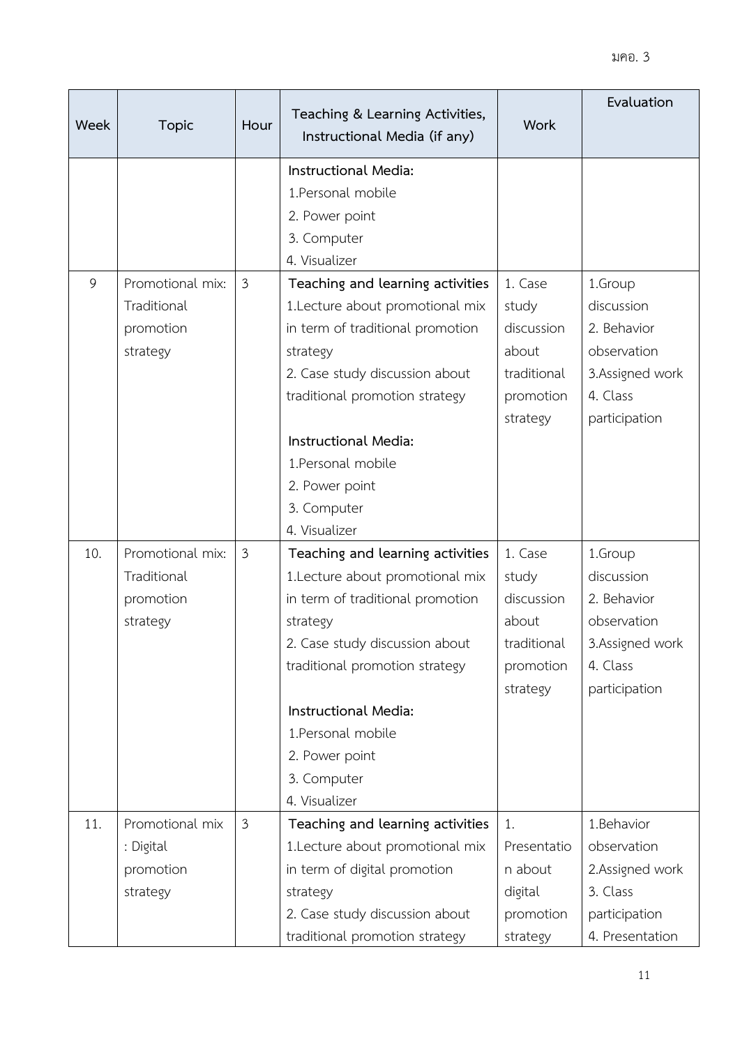| Week | Topic | Hour | Teaching & Learning Activities, Instructional Media (if any) | Work | Evaluation |
| --- | --- | --- | --- | --- | --- |
| | | | **Instructional Media:**<br>1.Personal mobile<br>2. Power point<br>3. Computer<br>4. Visualizer | | |
| 9 | Promotional mix: Traditional promotion strategy | 3 | **Teaching and learning activities**<br>1.Lecture about promotional mix in term of traditional promotion strategy<br>2. Case study discussion about traditional promotion strategy<br><br>**Instructional Media:**<br>1.Personal mobile<br>2. Power point<br>3. Computer<br>4. Visualizer | 1. Case study discussion about traditional promotion strategy | 1.Group discussion<br>2. Behavior observation<br>3.Assigned work<br>4. Class participation |
| 10. | Promotional mix: Traditional promotion strategy | 3 | **Teaching and learning activities**<br>1.Lecture about promotional mix in term of traditional promotion strategy<br>2. Case study discussion about traditional promotion strategy<br><br>**Instructional Media:**<br>1.Personal mobile<br>2. Power point<br>3. Computer<br>4. Visualizer | 1. Case study discussion about traditional promotion strategy | 1.Group discussion<br>2. Behavior observation<br>3.Assigned work<br>4. Class participation |
| 11. | Promotional mix : Digital promotion strategy | 3 | **Teaching and learning activities**<br>1.Lecture about promotional mix in term of digital promotion strategy<br>2. Case study discussion about traditional promotion strategy | 1. Presentation about digital promotion strategy | 1.Behavior observation<br>2.Assigned work<br>3. Class participation<br>4. Presentation |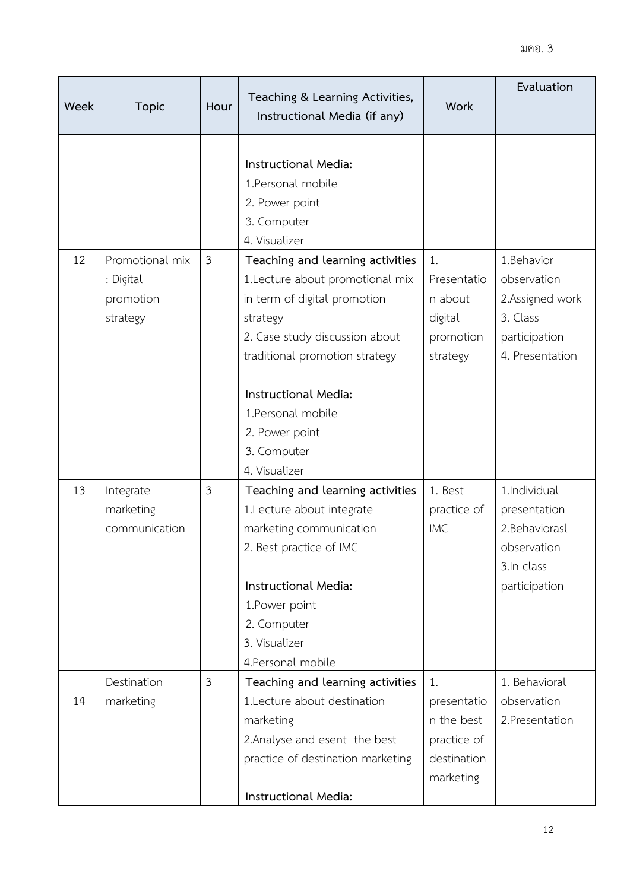| Week | Topic | Hour | Teaching & Learning Activities, Instructional Media (if any) | Work | Evaluation |
|---|---|---|---|---|---|
| | | | **Instructional Media:**<br>1.Personal mobile<br>2. Power point<br>3. Computer<br>4. Visualizer | | |
| 12 | Promotional mix : Digital promotion strategy | 3 | **Teaching and learning activities**<br>1.Lecture about promotional mix in term of digital promotion strategy<br>2. Case study discussion about traditional promotion strategy<br><br>**Instructional Media:**<br>1.Personal mobile<br>2. Power point<br>3. Computer<br>4. Visualizer | 1. Presentation about digital promotion strategy | 1.Behavior observation<br>2.Assigned work<br>3. Class participation<br>4. Presentation |
| 13 | Integrate marketing communication | 3 | **Teaching and learning activities**<br>1.Lecture about integrate marketing communication<br>2. Best practice of IMC<br><br>**Instructional Media:**<br>1.Power point<br>2. Computer<br>3. Visualizer<br>4.Personal mobile | 1. Best practice of IMC | 1.Individual presentation<br>2.Behaviorasl observation<br>3.In class participation |
| 14 | Destination marketing | 3 | **Teaching and learning activities**<br>1.Lecture about destination marketing<br>2.Analyse and esent the best practice of destination marketing<br><br>**Instructional Media:** | 1. presentation the best practice of destination marketing | 1. Behavioral observation<br>2.Presentation |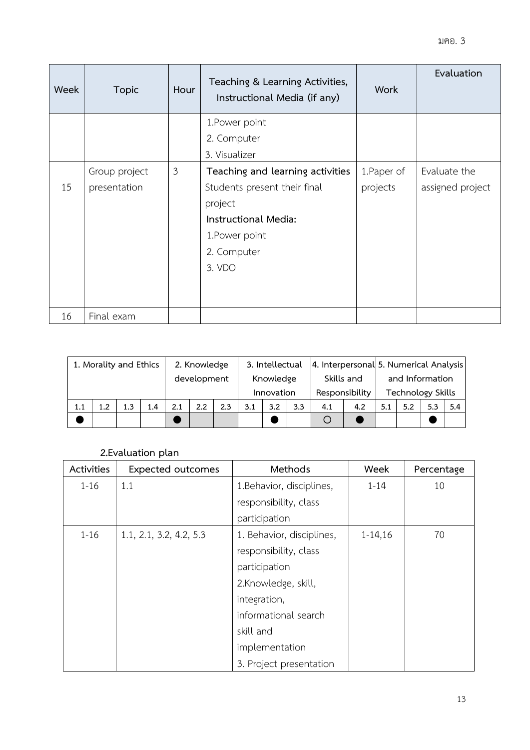| Week | Topic | Hour | Teaching & Learning Activities, Instructional Media (if any) | Work | Evaluation |
|---|---|---|---|---|---|
| | | | 1.Power point<br>2. Computer<br>3. Visualizer | | |
| 15 | Group project presentation | 3 | **Teaching and learning activities**<br>Students present their final project<br>**Instructional Media:**<br>1.Power point<br>2. Computer<br>3. VDO | 1.Paper of projects | Evaluate the assigned project |
| 16 | Final exam | | | | |

| 1. Morality and Ethics | | | | 2. Knowledge development | | | 3. Intellectual Knowledge Innovation | | | 4. Interpersonal Skills and Responsibility | | 5. Numerical Analysis and Information Technology Skills | | | |
|---|---|---|---|---|---|---|---|---|---|---|---|---|---|---|---|
| 1.1 | 1.2 | 1.3 | 1.4 | 2.1 | 2.2 | 2.3 | 3.1 | 3.2 | 3.3 | 4.1 | 4.2 | 5.1 | 5.2 | 5.3 | 5.4 |
| ● | | | | ● | | | | ● | | ○ | ● | | | ● | |

**2.Evaluation plan**

| Activities | Expected outcomes | Methods | Week | Percentage |
|---|---|---|---|---|
| 1-16 | 1.1 | 1.Behavior, disciplines, responsibility, class participation | 1-14 | 10 |
| 1-16 | 1.1, 2.1, 3.2, 4.2, 5.3 | 1. Behavior, disciplines, responsibility, class participation<br>2.Knowledge, skill, integration, informational search skill and implementation<br>3. Project presentation | 1-14,16 | 70 |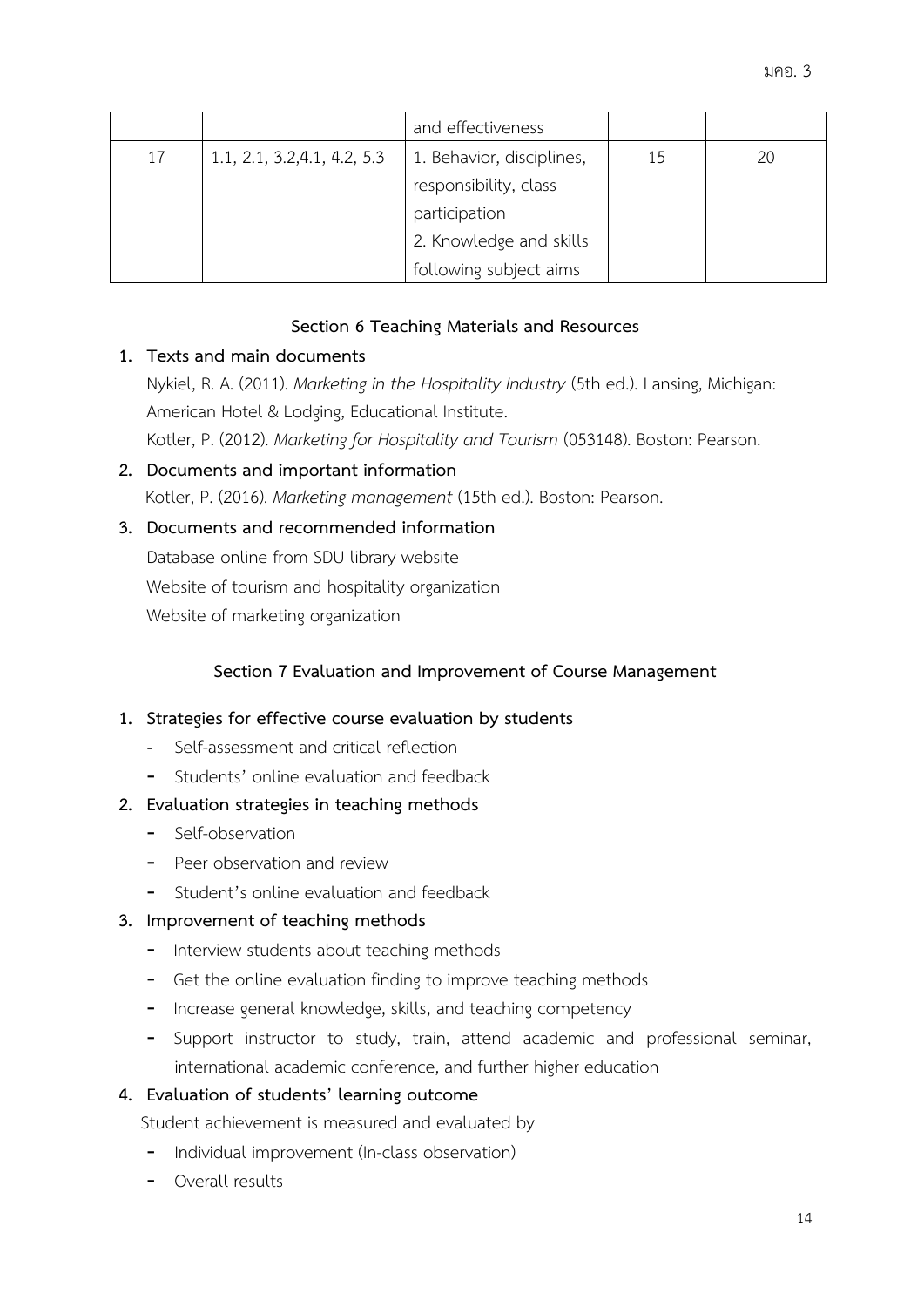| | | and effectiveness | | |
|---|---|---|---|---|
| 17 | 1.1, 2.1, 3.2,4.1, 4.2, 5.3 | 1. Behavior, disciplines, responsibility, class participation<br>2. Knowledge and skills following subject aims | 15 | 20 |

## Section 6 Teaching Materials and Resources

1. **Texts and main documents**

   Nykiel, R. A. (2011). *Marketing in the Hospitality Industry* (5th ed.). Lansing, Michigan: American Hotel & Lodging, Educational Institute.

   Kotler, P. (2012). *Marketing for Hospitality and Tourism* (053148). Boston: Pearson.

2. **Documents and important information**

   Kotler, P. (2016). *Marketing management* (15th ed.). Boston: Pearson.

3. **Documents and recommended information**

   Database online from SDU library website

   Website of tourism and hospitality organization

   Website of marketing organization

## Section 7 Evaluation and Improvement of Course Management

1. **Strategies for effective course evaluation by students**
   - Self-assessment and critical reflection
   - Students' online evaluation and feedback
2. **Evaluation strategies in teaching methods**
   - Self-observation
   - Peer observation and review
   - Student's online evaluation and feedback
3. **Improvement of teaching methods**
   - Interview students about teaching methods
   - Get the online evaluation finding to improve teaching methods
   - Increase general knowledge, skills, and teaching competency
   - Support instructor to study, train, attend academic and professional seminar, international academic conference, and further higher education
4. **Evaluation of students' learning outcome**

   Student achievement is measured and evaluated by
   - Individual improvement (In-class observation)
   - Overall results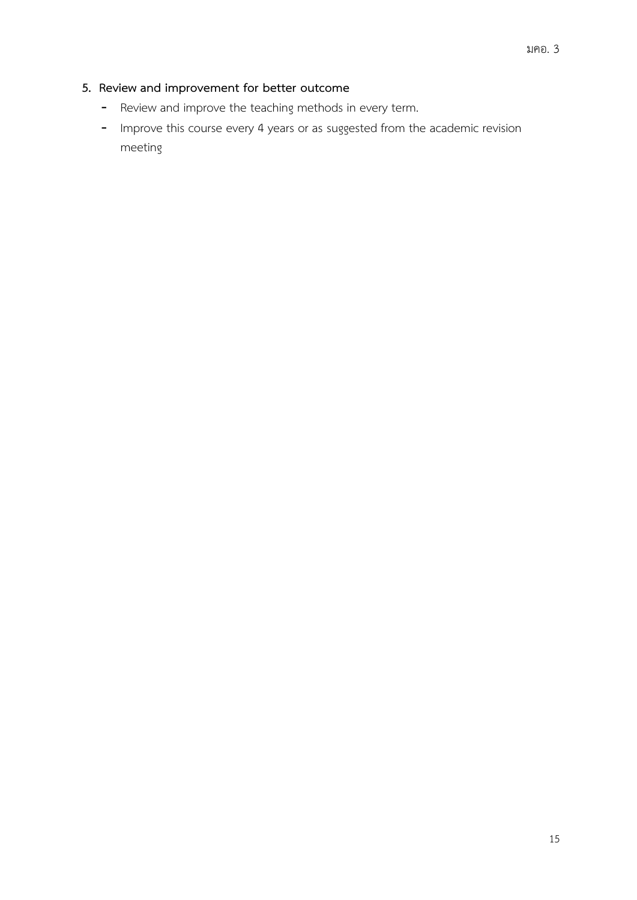**5. Review and improvement for better outcome**

- Review and improve the teaching methods in every term.
- Improve this course every 4 years or as suggested from the academic revision meeting